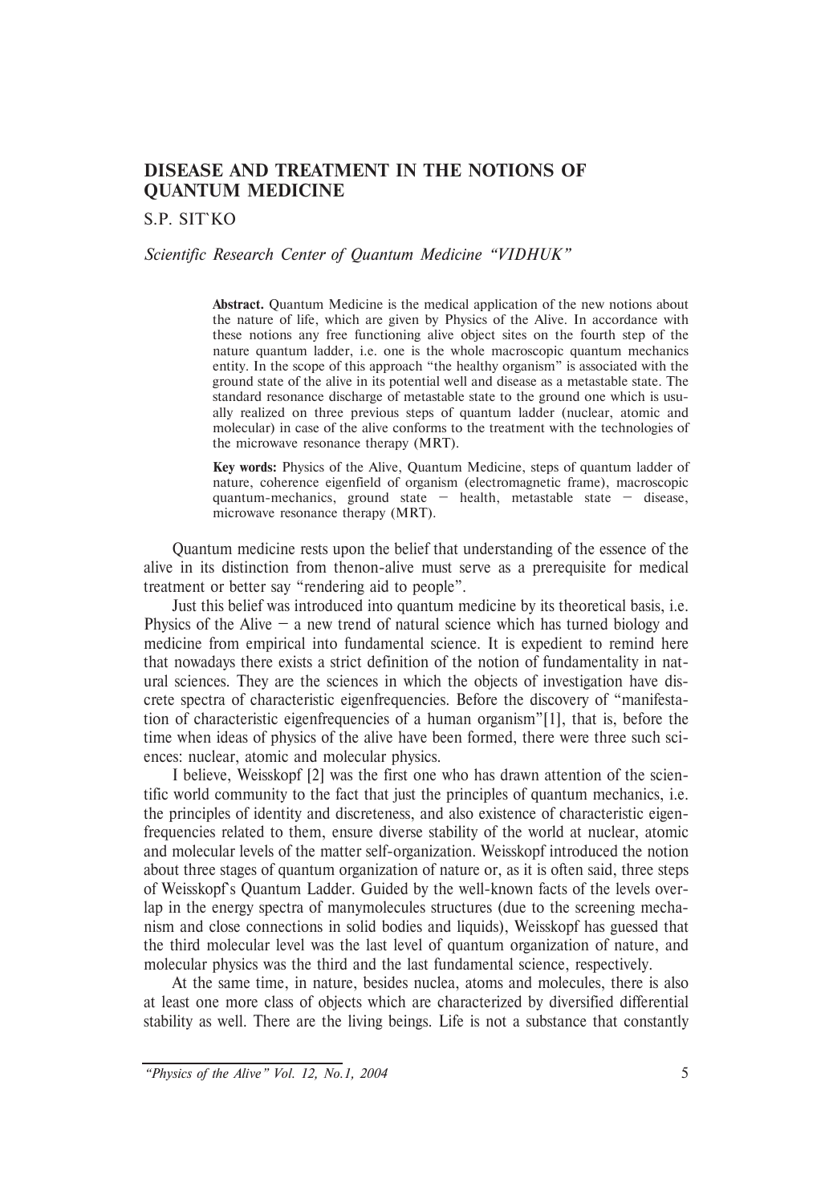# DISEASE AND TREATMENT IN THE NOTIONS OF QUANTUM MEDICINE

S.P. SIT`KO

*Scientific Research Center of Quantum Medicine "VIDHUK"*

> **Abstract.** Quantum Medicine is the medical application of the new notions about the nature of life, which are given by Physics of the Alive. In accordance with these notions any free functioning alive object sites on the fourth step of the nature quantum ladder, i.e. one is the whole macroscopic quantum mechanics entity. In the scope of this approach "the healthy organism" is associated with the ground state of the alive in its potential well and disease as a metastable state. The standard resonance discharge of metastable state to the ground one which is usually realized on three previous steps of quantum ladder (nuclear, atomic and molecular) in case of the alive conforms to the treatment with the technologies of the microwave resonance therapy (MRT).
>
> **Key words:** Physics of the Alive, Quantum Medicine, steps of quantum ladder of nature, coherence eigenfield of organism (electromagnetic frame), macroscopic quantum-mechanics, ground state – health, metastable state – disease, microwave resonance therapy (MRT).

Quantum medicine rests upon the belief that understanding of the essence of the alive in its distinction from thenon-alive must serve as a prerequisite for medical treatment or better say "rendering aid to people".

Just this belief was introduced into quantum medicine by its theoretical basis, i.e. Physics of the Alive – a new trend of natural science which has turned biology and medicine from empirical into fundamental science. It is expedient to remind here that nowadays there exists a strict definition of the notion of fundamentality in natural sciences. They are the sciences in which the objects of investigation have discrete spectra of characteristic eigenfrequencies. Before the discovery of "manifestation of characteristic eigenfrequencies of a human organism"[1], that is, before the time when ideas of physics of the alive have been formed, there were three such sciences: nuclear, atomic and molecular physics.

I believe, Weisskopf [2] was the first one who has drawn attention of the scientific world community to the fact that just the principles of quantum mechanics, i.e. the principles of identity and discreteness, and also existence of characteristic eigenfrequencies related to them, ensure diverse stability of the world at nuclear, atomic and molecular levels of the matter self-organization. Weisskopf introduced the notion about three stages of quantum organization of nature or, as it is often said, three steps of Weisskopf's Quantum Ladder. Guided by the well-known facts of the levels overlap in the energy spectra of manymolecules structures (due to the screening mechanism and close connections in solid bodies and liquids), Weisskopf has guessed that the third molecular level was the last level of quantum organization of nature, and molecular physics was the third and the last fundamental science, respectively.

At the same time, in nature, besides nuclea, atoms and molecules, there is also at least one more class of objects which are characterized by diversified differential stability as well. There are the living beings. Life is not a substance that constantly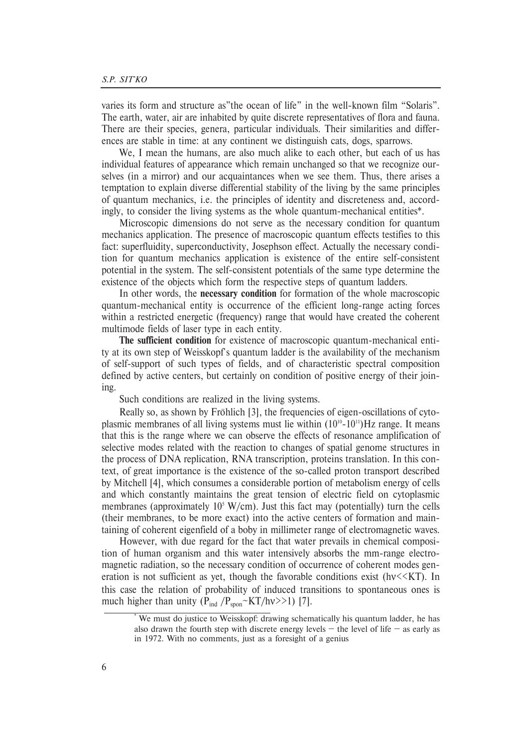varies its form and structure as"the ocean of life" in the well-known film "Solaris". The earth, water, air are inhabited by quite discrete representatives of flora and fauna. There are their species, genera, particular individuals. Their similarities and differences are stable in time: at any continent we distinguish cats, dogs, sparrows.

We, I mean the humans, are also much alike to each other, but each of us has individual features of appearance which remain unchanged so that we recognize ourselves (in a mirror) and our acquaintances when we see them. Thus, there arises a temptation to explain diverse differential stability of the living by the same principles of quantum mechanics, i.e. the principles of identity and discreteness and, accordingly, to consider the living systems as the whole quantum-mechanical entities*.

Microscopic dimensions do not serve as the necessary condition for quantum mechanics application. The presence of macroscopic quantum effects testifies to this fact: superfluidity, superconductivity, Josephson effect. Actually the necessary condition for quantum mechanics application is existence of the entire self-consistent potential in the system. The self-consistent potentials of the same type determine the existence of the objects which form the respective steps of quantum ladders.

In other words, the **necessary condition** for formation of the whole macroscopic quantum-mechanical entity is occurrence of the efficient long-range acting forces within a restricted energetic (frequency) range that would have created the coherent multimode fields of laser type in each entity.

**The sufficient condition** for existence of macroscopic quantum-mechanical entity at its own step of Weisskopf's quantum ladder is the availability of the mechanism of self-support of such types of fields, and of characteristic spectral composition defined by active centers, but certainly on condition of positive energy of their joining.

Such conditions are realized in the living systems.

Really so, as shown by Fröhlich [3], the frequencies of eigen-oscillations of cytoplasmic membranes of all living systems must lie within ($10^{10}$-$10^{11}$)Hz range. It means that this is the range where we can observe the effects of resonance amplification of selective modes related with the reaction to changes of spatial genome structures in the process of DNA replication, RNA transcription, proteins translation. In this context, of great importance is the existence of the so-called proton transport described by Mitchell [4], which consumes a considerable portion of metabolism energy of cells and which constantly maintains the great tension of electric field on cytoplasmic membranes (approximately $10^5$ W/cm). Just this fact may (potentially) turn the cells (their membranes, to be more exact) into the active centers of formation and maintaining of coherent eigenfield of a boby in millimeter range of electromagnetic waves.

However, with due regard for the fact that water prevails in chemical composition of human organism and this water intensively absorbs the mm-range electromagnetic radiation, so the necessary condition of occurrence of coherent modes generation is not sufficient as yet, though the favorable conditions exist ($h\nu \ll KT$). In this case the relation of probability of induced transitions to spontaneous ones is much higher than unity ($P_{ind}/P_{spon} \sim KT/h\nu \gg 1$) [7].

---

* We must do justice to Weisskopf: drawing schematically his quantum ladder, he has also drawn the fourth step with discrete energy levels – the level of life – as early as in 1972. With no comments, just as a foresight of a genius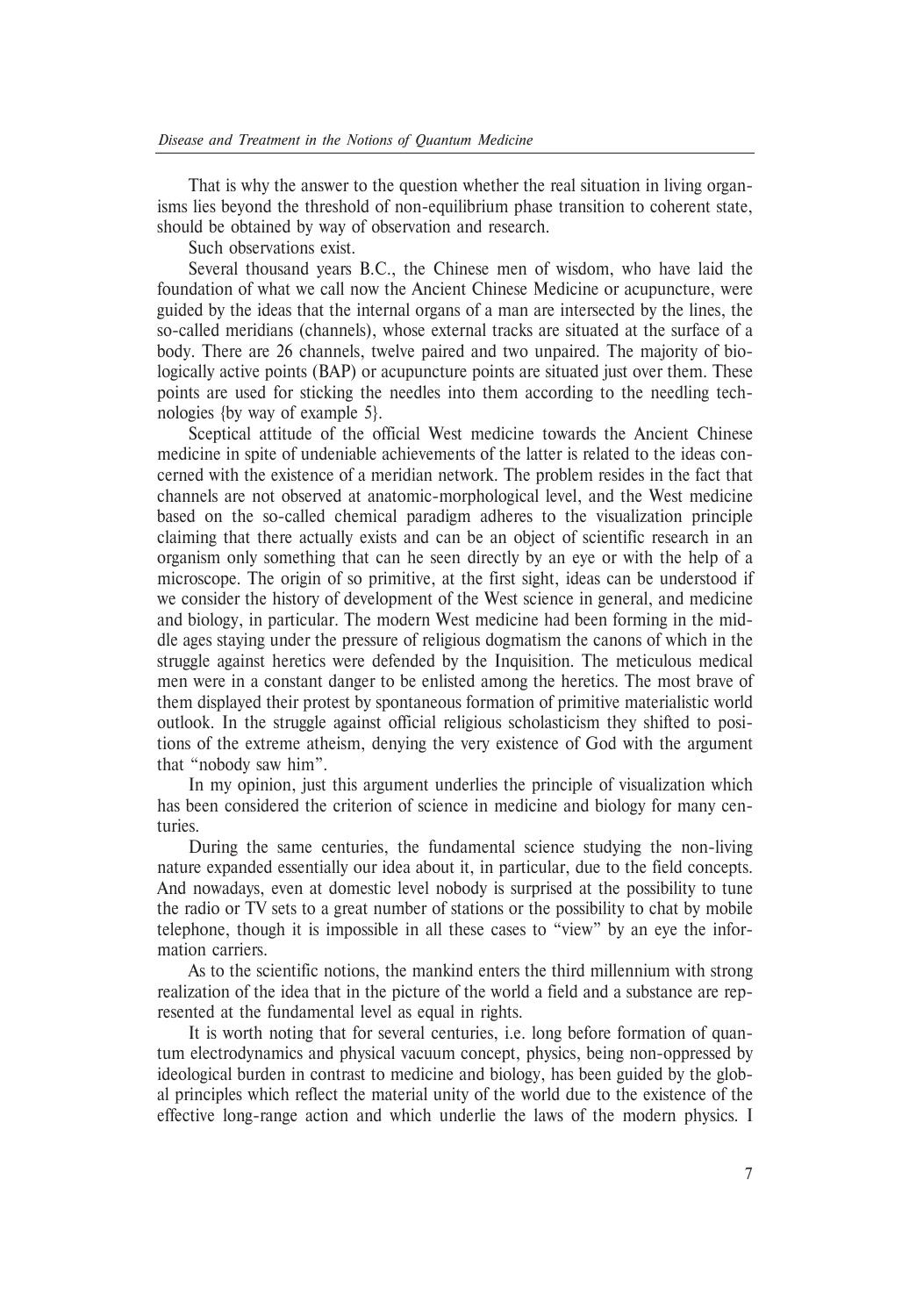That is why the answer to the question whether the real situation in living organisms lies beyond the threshold of non-equilibrium phase transition to coherent state, should be obtained by way of observation and research.

Such observations exist.

Several thousand years B.C., the Chinese men of wisdom, who have laid the foundation of what we call now the Ancient Chinese Medicine or acupuncture, were guided by the ideas that the internal organs of a man are intersected by the lines, the so-called meridians (channels), whose external tracks are situated at the surface of a body. There are 26 channels, twelve paired and two unpaired. The majority of biologically active points (BAP) or acupuncture points are situated just over them. These points are used for sticking the needles into them according to the needling technologies {by way of example 5}.

Sceptical attitude of the official West medicine towards the Ancient Chinese medicine in spite of undeniable achievements of the latter is related to the ideas concerned with the existence of a meridian network. The problem resides in the fact that channels are not observed at anatomic-morphological level, and the West medicine based on the so-called chemical paradigm adheres to the visualization principle claiming that there actually exists and can be an object of scientific research in an organism only something that can he seen directly by an eye or with the help of a microscope. The origin of so primitive, at the first sight, ideas can be understood if we consider the history of development of the West science in general, and medicine and biology, in particular. The modern West medicine had been forming in the middle ages staying under the pressure of religious dogmatism the canons of which in the struggle against heretics were defended by the Inquisition. The meticulous medical men were in a constant danger to be enlisted among the heretics. The most brave of them displayed their protest by spontaneous formation of primitive materialistic world outlook. In the struggle against official religious scholasticism they shifted to positions of the extreme atheism, denying the very existence of God with the argument that "nobody saw him".

In my opinion, just this argument underlies the principle of visualization which has been considered the criterion of science in medicine and biology for many centuries.

During the same centuries, the fundamental science studying the non-living nature expanded essentially our idea about it, in particular, due to the field concepts. And nowadays, even at domestic level nobody is surprised at the possibility to tune the radio or TV sets to a great number of stations or the possibility to chat by mobile telephone, though it is impossible in all these cases to "view" by an eye the information carriers.

As to the scientific notions, the mankind enters the third millennium with strong realization of the idea that in the picture of the world a field and a substance are represented at the fundamental level as equal in rights.

It is worth noting that for several centuries, i.e. long before formation of quantum electrodynamics and physical vacuum concept, physics, being non-oppressed by ideological burden in contrast to medicine and biology, has been guided by the global principles which reflect the material unity of the world due to the existence of the effective long-range action and which underlie the laws of the modern physics. I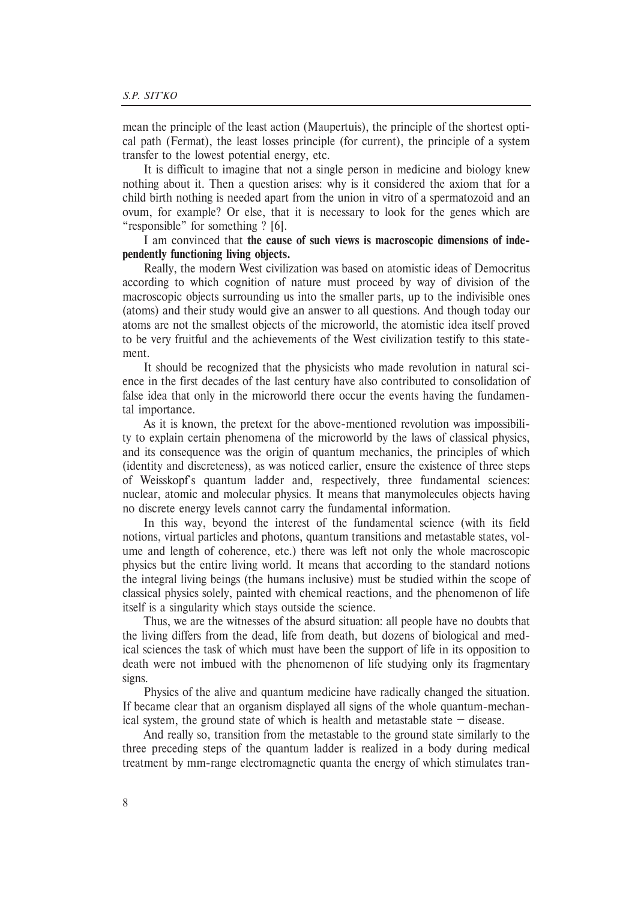mean the principle of the least action (Maupertuis), the principle of the shortest optical path (Fermat), the least losses principle (for current), the principle of a system transfer to the lowest potential energy, etc.

It is difficult to imagine that not a single person in medicine and biology knew nothing about it. Then a question arises: why is it considered the axiom that for a child birth nothing is needed apart from the union in vitro of a spermatozoid and an ovum, for example? Or else, that it is necessary to look for the genes which are "responsible" for something ? [6].

I am convinced that **the cause of such views is macroscopic dimensions of independently functioning living objects.**

Really, the modern West civilization was based on atomistic ideas of Democritus according to which cognition of nature must proceed by way of division of the macroscopic objects surrounding us into the smaller parts, up to the indivisible ones (atoms) and their study would give an answer to all questions. And though today our atoms are not the smallest objects of the microworld, the atomistic idea itself proved to be very fruitful and the achievements of the West civilization testify to this statement.

It should be recognized that the physicists who made revolution in natural science in the first decades of the last century have also contributed to consolidation of false idea that only in the microworld there occur the events having the fundamental importance.

As it is known, the pretext for the above-mentioned revolution was impossibility to explain certain phenomena of the microworld by the laws of classical physics, and its consequence was the origin of quantum mechanics, the principles of which (identity and discreteness), as was noticed earlier, ensure the existence of three steps of Weisskopf's quantum ladder and, respectively, three fundamental sciences: nuclear, atomic and molecular physics. It means that manymolecules objects having no discrete energy levels cannot carry the fundamental information.

In this way, beyond the interest of the fundamental science (with its field notions, virtual particles and photons, quantum transitions and metastable states, volume and length of coherence, etc.) there was left not only the whole macroscopic physics but the entire living world. It means that according to the standard notions the integral living beings (the humans inclusive) must be studied within the scope of classical physics solely, painted with chemical reactions, and the phenomenon of life itself is a singularity which stays outside the science.

Thus, we are the witnesses of the absurd situation: all people have no doubts that the living differs from the dead, life from death, but dozens of biological and medical sciences the task of which must have been the support of life in its opposition to death were not imbued with the phenomenon of life studying only its fragmentary signs.

Physics of the alive and quantum medicine have radically changed the situation. If became clear that an organism displayed all signs of the whole quantum-mechanical system, the ground state of which is health and metastable state – disease.

And really so, transition from the metastable to the ground state similarly to the three preceding steps of the quantum ladder is realized in a body during medical treatment by mm-range electromagnetic quanta the energy of which stimulates tran-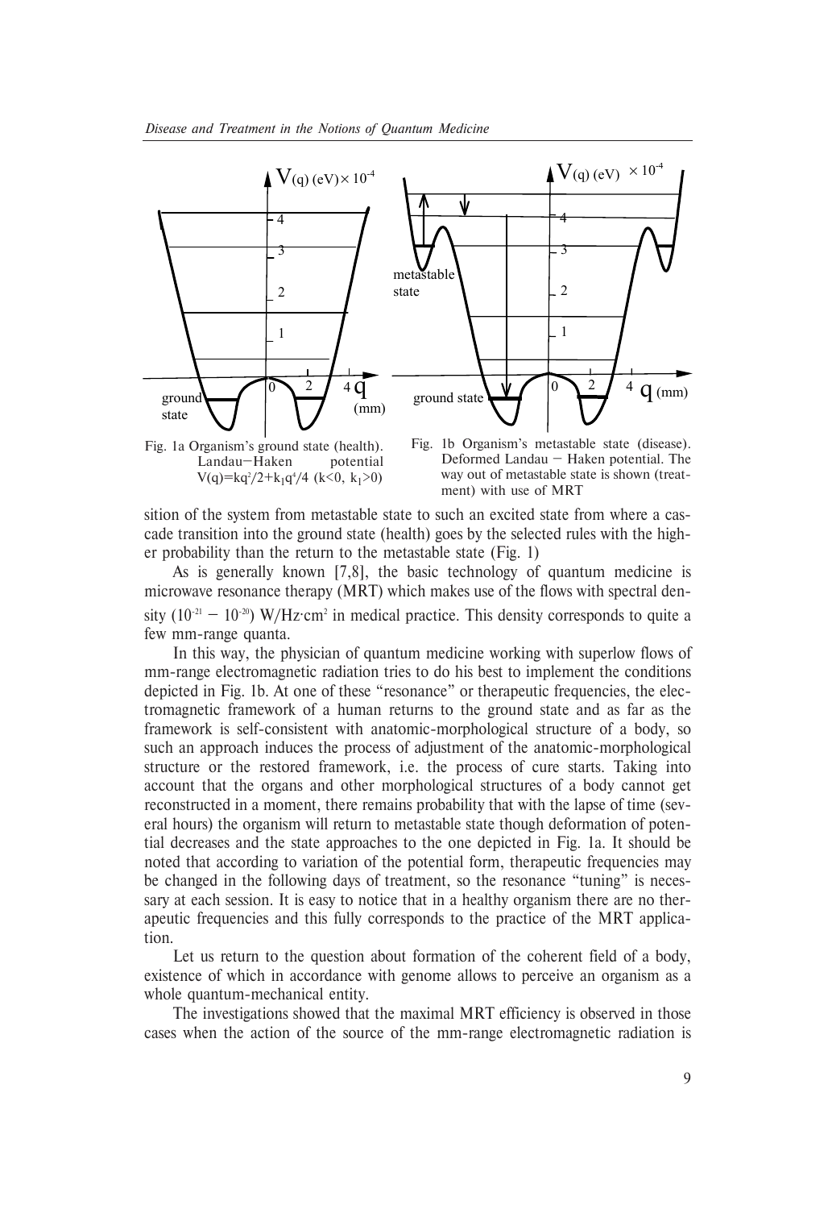Fig. 1a Organism's ground state (health). Landau–Haken potential $V(q)=kq^2/2+k_1q^4/4$ $(k<0,\ k_1>0)$

Fig. 1b Organism's metastable state (disease). Deformed Landau – Haken potential. The way out of metastable state is shown (treatment) with use of MRT

sition of the system from metastable state to such an excited state from where a cascade transition into the ground state (health) goes by the selected rules with the higher probability than the return to the metastable state (Fig. 1)

As is generally known [7,8], the basic technology of quantum medicine is microwave resonance therapy (MRT) which makes use of the flows with spectral density $(10^{-21} - 10^{-20})$ W/Hz·cm$^2$ in medical practice. This density corresponds to quite a few mm-range quanta.

In this way, the physician of quantum medicine working with superlow flows of mm-range electromagnetic radiation tries to do his best to implement the conditions depicted in Fig. 1b. At one of these "resonance" or therapeutic frequencies, the electromagnetic framework of a human returns to the ground state and as far as the framework is self-consistent with anatomic-morphological structure of a body, so such an approach induces the process of adjustment of the anatomic-morphological structure or the restored framework, i.e. the process of cure starts. Taking into account that the organs and other morphological structures of a body cannot get reconstructed in a moment, there remains probability that with the lapse of time (several hours) the organism will return to metastable state though deformation of potential decreases and the state approaches to the one depicted in Fig. 1a. It should be noted that according to variation of the potential form, therapeutic frequencies may be changed in the following days of treatment, so the resonance "tuning" is necessary at each session. It is easy to notice that in a healthy organism there are no therapeutic frequencies and this fully corresponds to the practice of the MRT application.

Let us return to the question about formation of the coherent field of a body, existence of which in accordance with genome allows to perceive an organism as a whole quantum-mechanical entity.

The investigations showed that the maximal MRT efficiency is observed in those cases when the action of the source of the mm-range electromagnetic radiation is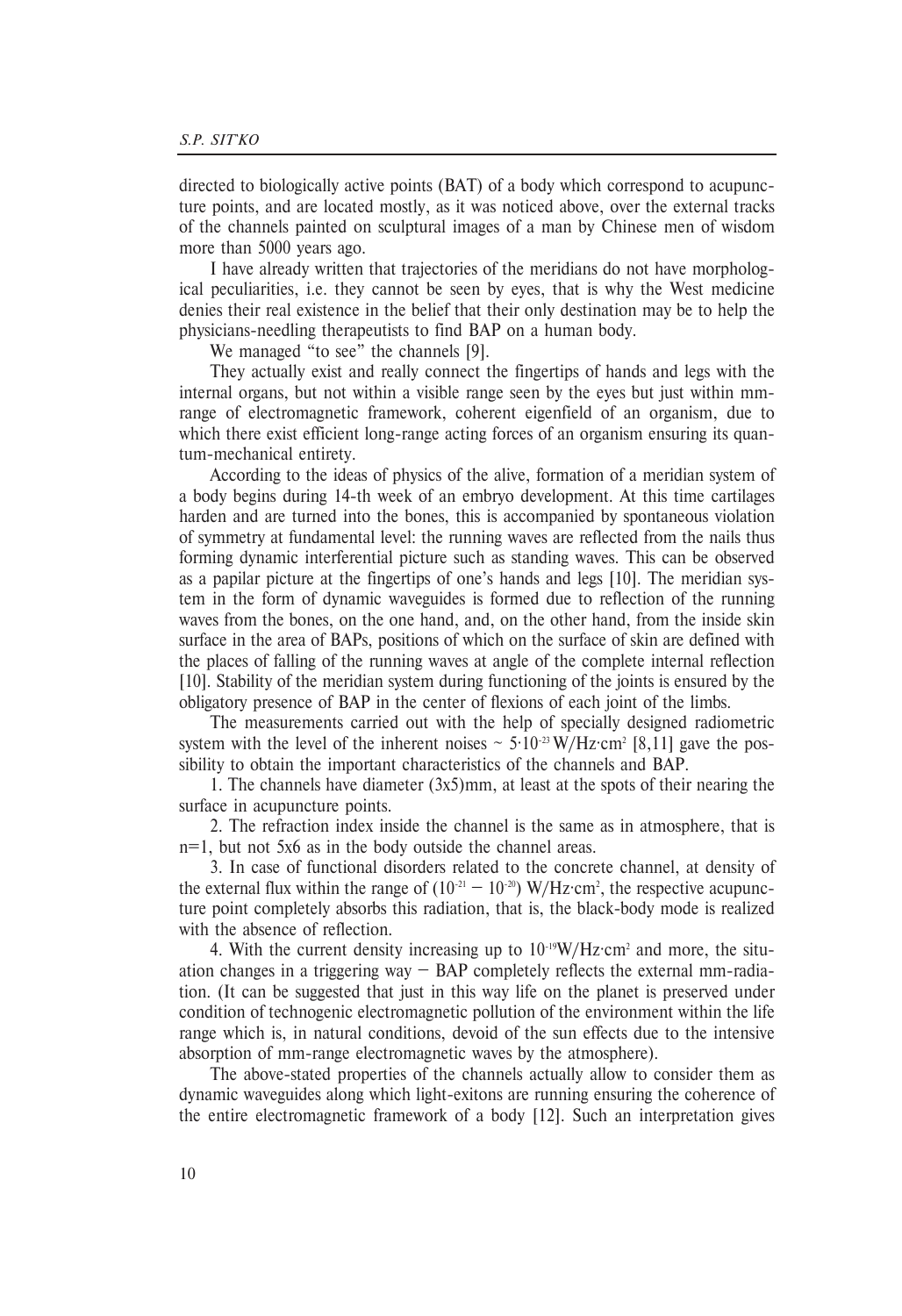directed to biologically active points (BAT) of a body which correspond to acupuncture points, and are located mostly, as it was noticed above, over the external tracks of the channels painted on sculptural images of a man by Chinese men of wisdom more than 5000 years ago.

I have already written that trajectories of the meridians do not have morphological peculiarities, i.e. they cannot be seen by eyes, that is why the West medicine denies their real existence in the belief that their only destination may be to help the physicians-needling therapeutists to find BAP on a human body.

We managed "to see" the channels [9].

They actually exist and really connect the fingertips of hands and legs with the internal organs, but not within a visible range seen by the eyes but just within mm-range of electromagnetic framework, coherent eigenfield of an organism, due to which there exist efficient long-range acting forces of an organism ensuring its quantum-mechanical entirety.

According to the ideas of physics of the alive, formation of a meridian system of a body begins during 14-th week of an embryo development. At this time cartilages harden and are turned into the bones, this is accompanied by spontaneous violation of symmetry at fundamental level: the running waves are reflected from the nails thus forming dynamic interferential picture such as standing waves. This can be observed as a papilar picture at the fingertips of one's hands and legs [10]. The meridian system in the form of dynamic waveguides is formed due to reflection of the running waves from the bones, on the one hand, and, on the other hand, from the inside skin surface in the area of BAPs, positions of which on the surface of skin are defined with the places of falling of the running waves at angle of the complete internal reflection [10]. Stability of the meridian system during functioning of the joints is ensured by the obligatory presence of BAP in the center of flexions of each joint of the limbs.

The measurements carried out with the help of specially designed radiometric system with the level of the inherent noises ~ $5 \cdot 10^{-23}$ W/Hz·cm$^2$ [8,11] gave the possibility to obtain the important characteristics of the channels and BAP.

1. The channels have diameter (3x5)mm, at least at the spots of their nearing the surface in acupuncture points.

2. The refraction index inside the channel is the same as in atmosphere, that is n=1, but not 5x6 as in the body outside the channel areas.

3. In case of functional disorders related to the concrete channel, at density of the external flux within the range of $(10^{-21} - 10^{-20})$ W/Hz·cm$^2$, the respective acupuncture point completely absorbs this radiation, that is, the black-body mode is realized with the absence of reflection.

4. With the current density increasing up to $10^{-19}$W/Hz·cm$^2$ and more, the situation changes in a triggering way – BAP completely reflects the external mm-radiation. (It can be suggested that just in this way life on the planet is preserved under condition of technogenic electromagnetic pollution of the environment within the life range which is, in natural conditions, devoid of the sun effects due to the intensive absorption of mm-range electromagnetic waves by the atmosphere).

The above-stated properties of the channels actually allow to consider them as dynamic waveguides along which light-exitons are running ensuring the coherence of the entire electromagnetic framework of a body [12]. Such an interpretation gives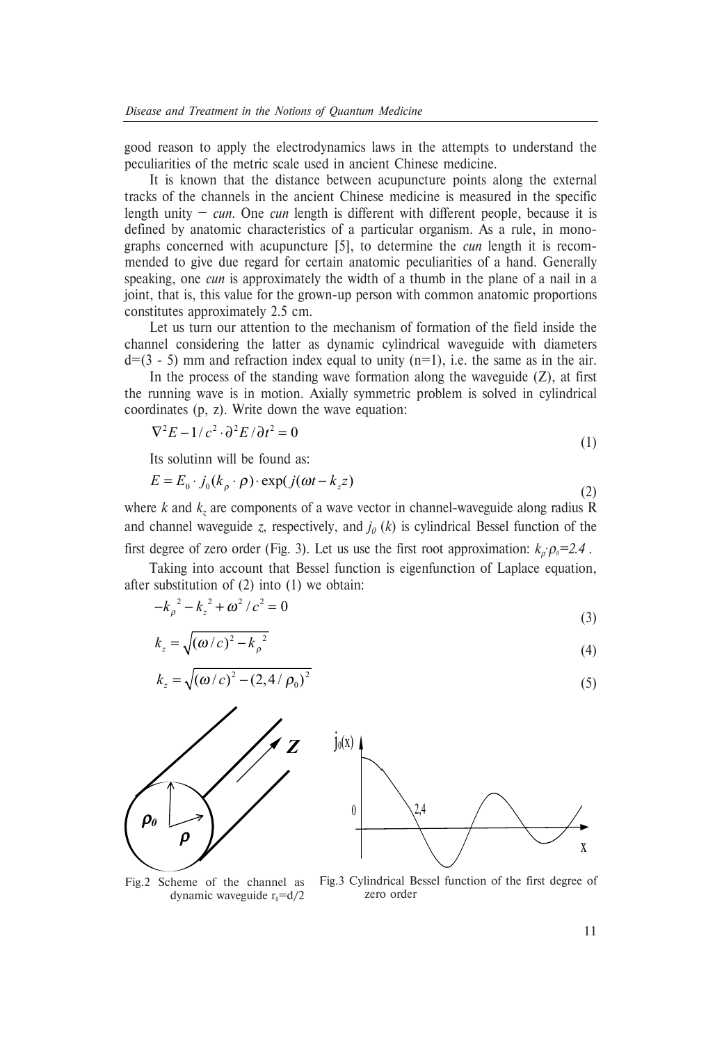good reason to apply the electrodynamics laws in the attempts to understand the peculiarities of the metric scale used in ancient Chinese medicine.

It is known that the distance between acupuncture points along the external tracks of the channels in the ancient Chinese medicine is measured in the specific length unity − *cun*. One *cun* length is different with different people, because it is defined by anatomic characteristics of a particular organism. As a rule, in monographs concerned with acupuncture [5], to determine the *cun* length it is recommended to give due regard for certain anatomic peculiarities of a hand. Generally speaking, one *cun* is approximately the width of a thumb in the plane of a nail in a joint, that is, this value for the grown-up person with common anatomic proportions constitutes approximately 2.5 cm.

Let us turn our attention to the mechanism of formation of the field inside the channel considering the latter as dynamic cylindrical waveguide with diameters d=(3 - 5) mm and refraction index equal to unity (n=1), i.e. the same as in the air.

In the process of the standing wave formation along the waveguide (Z), at first the running wave is in motion. Axially symmetric problem is solved in cylindrical coordinates (p, z). Write down the wave equation:

$$\nabla^2 E - 1/c^2 \cdot \partial^2 E/\partial t^2 = 0 \tag{1}$$

Its solutinn will be found as:

$$E = E_0 \cdot j_0(k_\rho \cdot \rho) \cdot \exp(j(\omega t - k_z z) \tag{2}$$

where $k$ and $k_z$ are components of a wave vector in channel-waveguide along radius R and channel waveguide $z$, respectively, and $j_0\,(k)$ is cylindrical Bessel function of the first degree of zero order (Fig. 3). Let us use the first root approximation: $k_\rho \cdot \rho_0 = 2.4$ .

Taking into account that Bessel function is eigenfunction of Laplace equation, after substitution of (2) into (1) we obtain:

$$-k_\rho{}^2 - k_z{}^2 + \omega^2/c^2 = 0 \tag{3}$$

$$k_z = \sqrt{(\omega/c)^2 - k_\rho{}^2} \tag{4}$$

$$k_z = \sqrt{(\omega/c)^2 - (2{,}4/\rho_0)^2} \tag{5}$$

Fig.2 Scheme of the channel as dynamic waveguide $r_0$=d/2

Fig.3 Cylindrical Bessel function of the first degree of zero order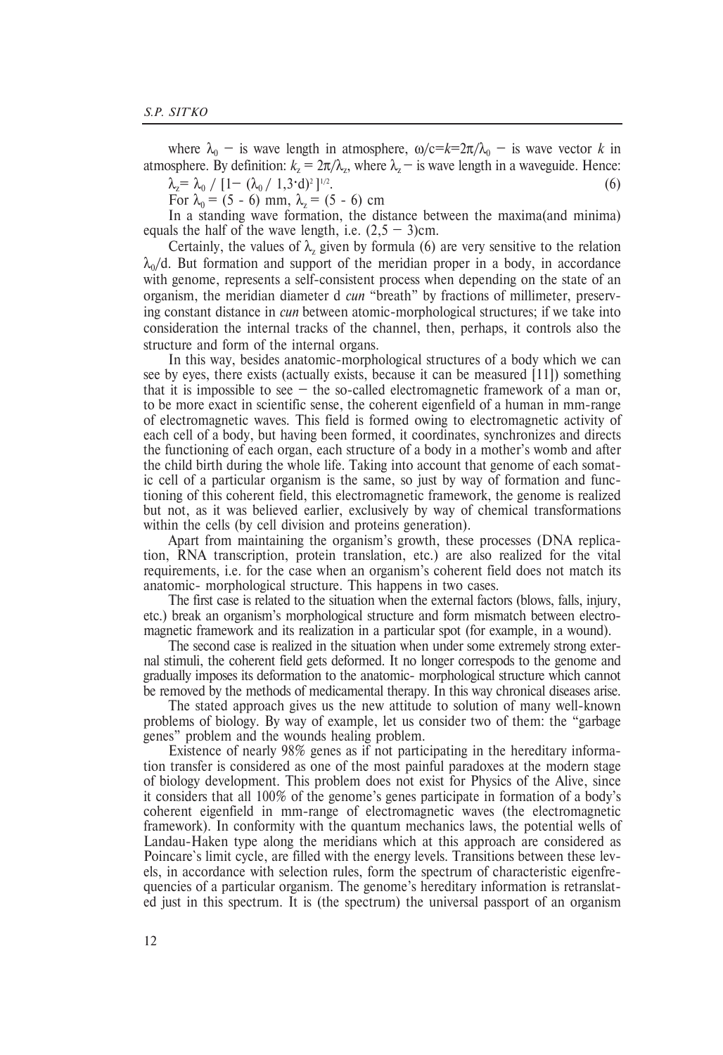where $\lambda_0$ – is wave length in atmosphere, $\omega/c=k=2\pi/\lambda_0$ – is wave vector $k$ in atmosphere. By definition: $k_z = 2\pi/\lambda_z$, where $\lambda_z$ – is wave length in a waveguide. Hence:

$$\lambda_z = \lambda_0 / [1 - (\lambda_0 / 1{,}3 \cdot d)^2]^{1/2}. \quad (6)$$

For $\lambda_0 = (5 - 6)$ mm, $\lambda_z = (5 - 6)$ cm

In a standing wave formation, the distance between the maxima(and minima) equals the half of the wave length, i.e. (2,5 – 3)cm.

Certainly, the values of $\lambda_z$ given by formula (6) are very sensitive to the relation $\lambda_0/d$. But formation and support of the meridian proper in a body, in accordance with genome, represents a self-consistent process when depending on the state of an organism, the meridian diameter d *cun* "breath" by fractions of millimeter, preserving constant distance in *cun* between atomic-morphological structures; if we take into consideration the internal tracks of the channel, then, perhaps, it controls also the structure and form of the internal organs.

In this way, besides anatomic-morphological structures of a body which we can see by eyes, there exists (actually exists, because it can be measured [11]) something that it is impossible to see – the so-called electromagnetic framework of a man or, to be more exact in scientific sense, the coherent eigenfield of a human in mm-range of electromagnetic waves. This field is formed owing to electromagnetic activity of each cell of a body, but having been formed, it coordinates, synchronizes and directs the functioning of each organ, each structure of a body in a mother's womb and after the child birth during the whole life. Taking into account that genome of each somatic cell of a particular organism is the same, so just by way of formation and functioning of this coherent field, this electromagnetic framework, the genome is realized but not, as it was believed earlier, exclusively by way of chemical transformations within the cells (by cell division and proteins generation).

Apart from maintaining the organism's growth, these processes (DNA replication, RNA transcription, protein translation, etc.) are also realized for the vital requirements, i.e. for the case when an organism's coherent field does not match its anatomic- morphological structure. This happens in two cases.

The first case is related to the situation when the external factors (blows, falls, injury, etc.) break an organism's morphological structure and form mismatch between electromagnetic framework and its realization in a particular spot (for example, in a wound).

The second case is realized in the situation when under some extremely strong external stimuli, the coherent field gets deformed. It no longer correspods to the genome and gradually imposes its deformation to the anatomic- morphological structure which cannot be removed by the methods of medicamental therapy. In this way chronical diseases arise.

The stated approach gives us the new attitude to solution of many well-known problems of biology. By way of example, let us consider two of them: the "garbage genes" problem and the wounds healing problem.

Existence of nearly 98% genes as if not participating in the hereditary information transfer is considered as one of the most painful paradoxes at the modern stage of biology development. This problem does not exist for Physics of the Alive, since it considers that all 100% of the genome's genes participate in formation of a body's coherent eigenfield in mm-range of electromagnetic waves (the electromagnetic framework). In conformity with the quantum mechanics laws, the potential wells of Landau-Haken type along the meridians which at this approach are considered as Poincare's limit cycle, are filled with the energy levels. Transitions between these levels, in accordance with selection rules, form the spectrum of characteristic eigenfrequencies of a particular organism. The genome's hereditary information is retranslated just in this spectrum. It is (the spectrum) the universal passport of an organism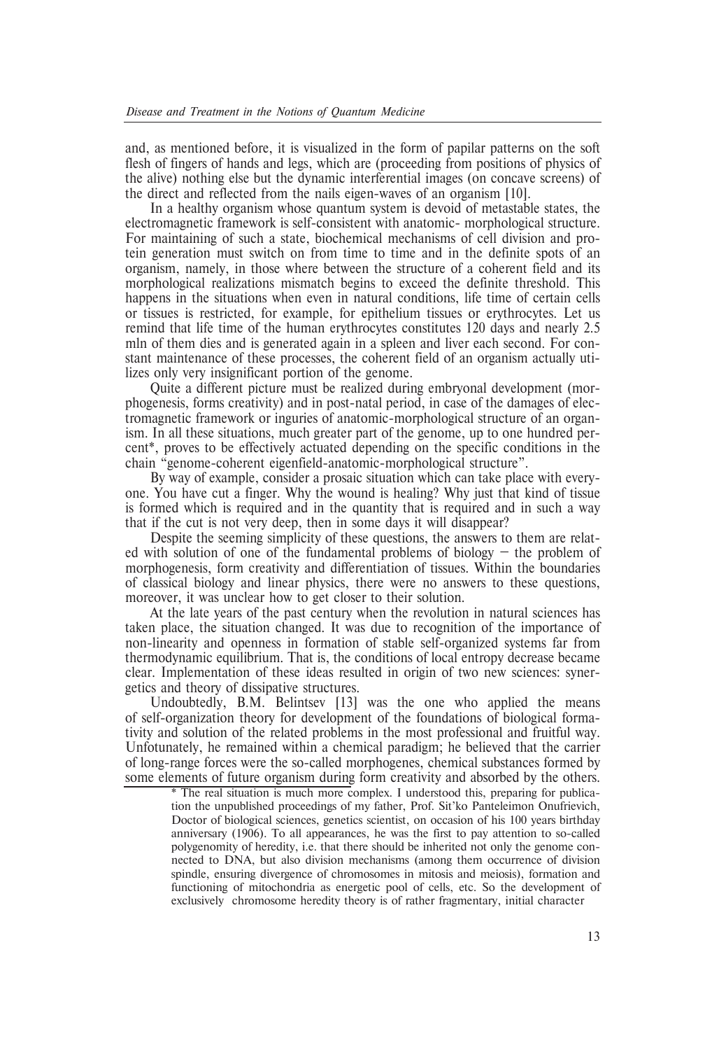and, as mentioned before, it is visualized in the form of papilar patterns on the soft flesh of fingers of hands and legs, which are (proceeding from positions of physics of the alive) nothing else but the dynamic interferential images (on concave screens) of the direct and reflected from the nails eigen-waves of an organism [10].

In a healthy organism whose quantum system is devoid of metastable states, the electromagnetic framework is self-consistent with anatomic- morphological structure. For maintaining of such a state, biochemical mechanisms of cell division and protein generation must switch on from time to time and in the definite spots of an organism, namely, in those where between the structure of a coherent field and its morphological realizations mismatch begins to exceed the definite threshold. This happens in the situations when even in natural conditions, life time of certain cells or tissues is restricted, for example, for epithelium tissues or erythrocytes. Let us remind that life time of the human erythrocytes constitutes 120 days and nearly 2.5 mln of them dies and is generated again in a spleen and liver each second. For constant maintenance of these processes, the coherent field of an organism actually utilizes only very insignificant portion of the genome.

Quite a different picture must be realized during embryonal development (morphogenesis, forms creativity) and in post-natal period, in case of the damages of electromagnetic framework or inguries of anatomic-morphological structure of an organism. In all these situations, much greater part of the genome, up to one hundred percent*, proves to be effectively actuated depending on the specific conditions in the chain "genome-coherent eigenfield-anatomic-morphological structure".

By way of example, consider a prosaic situation which can take place with everyone. You have cut a finger. Why the wound is healing? Why just that kind of tissue is formed which is required and in the quantity that is required and in such a way that if the cut is not very deep, then in some days it will disappear?

Despite the seeming simplicity of these questions, the answers to them are related with solution of one of the fundamental problems of biology – the problem of morphogenesis, form creativity and differentiation of tissues. Within the boundaries of classical biology and linear physics, there were no answers to these questions, moreover, it was unclear how to get closer to their solution.

At the late years of the past century when the revolution in natural sciences has taken place, the situation changed. It was due to recognition of the importance of non-linearity and openness in formation of stable self-organized systems far from thermodynamic equilibrium. That is, the conditions of local entropy decrease became clear. Implementation of these ideas resulted in origin of two new sciences: synergetics and theory of dissipative structures.

Undoubtedly, B.M. Belintsev [13] was the one who applied the means of self-organization theory for development of the foundations of biological formativity and solution of the related problems in the most professional and fruitful way. Unfotunately, he remained within a chemical paradigm; he believed that the carrier of long-range forces were the so-called morphogenes, chemical substances formed by some elements of future organism during form creativity and absorbed by the others.

---

\* The real situation is much more complex. I understood this, preparing for publication the unpublished proceedings of my father, Prof. Sit'ko Panteleimon Onufrievich, Doctor of biological sciences, genetics scientist, on occasion of his 100 years birthday anniversary (1906). To all appearances, he was the first to pay attention to so-called polygenomity of heredity, i.e. that there should be inherited not only the genome connected to DNA, but also division mechanisms (among them occurrence of division spindle, ensuring divergence of chromosomes in mitosis and meiosis), formation and functioning of mitochondria as energetic pool of cells, etc. So the development of exclusively chromosome heredity theory is of rather fragmentary, initial character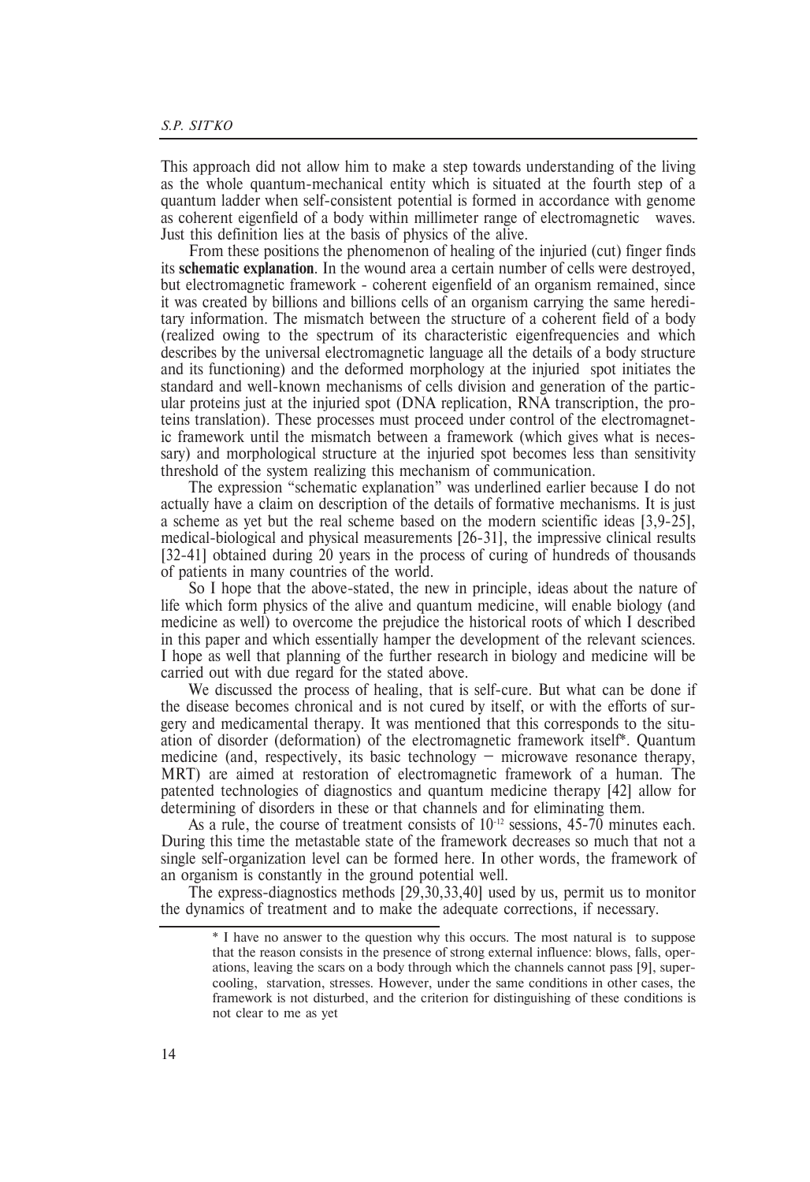This approach did not allow him to make a step towards understanding of the living as the whole quantum-mechanical entity which is situated at the fourth step of a quantum ladder when self-consistent potential is formed in accordance with genome as coherent eigenfield of a body within millimeter range of electromagnetic waves. Just this definition lies at the basis of physics of the alive.

From these positions the phenomenon of healing of the injuried (cut) finger finds its **schematic explanation**. In the wound area a certain number of cells were destroyed, but electromagnetic framework - coherent eigenfield of an organism remained, since it was created by billions and billions cells of an organism carrying the same hereditary information. The mismatch between the structure of a coherent field of a body (realized owing to the spectrum of its characteristic eigenfrequencies and which describes by the universal electromagnetic language all the details of a body structure and its functioning) and the deformed morphology at the injuried spot initiates the standard and well-known mechanisms of cells division and generation of the particular proteins just at the injuried spot (DNA replication, RNA transcription, the proteins translation). These processes must proceed under control of the electromagnetic framework until the mismatch between a framework (which gives what is necessary) and morphological structure at the injuried spot becomes less than sensitivity threshold of the system realizing this mechanism of communication.

The expression "schematic explanation" was underlined earlier because I do not actually have a claim on description of the details of formative mechanisms. It is just a scheme as yet but the real scheme based on the modern scientific ideas [3,9-25], medical-biological and physical measurements [26-31], the impressive clinical results [32-41] obtained during 20 years in the process of curing of hundreds of thousands of patients in many countries of the world.

So I hope that the above-stated, the new in principle, ideas about the nature of life which form physics of the alive and quantum medicine, will enable biology (and medicine as well) to overcome the prejudice the historical roots of which I described in this paper and which essentially hamper the development of the relevant sciences. I hope as well that planning of the further research in biology and medicine will be carried out with due regard for the stated above.

We discussed the process of healing, that is self-cure. But what can be done if the disease becomes chronical and is not cured by itself, or with the efforts of surgery and medicamental therapy. It was mentioned that this corresponds to the situation of disorder (deformation) of the electromagnetic framework itself*. Quantum medicine (and, respectively, its basic technology – microwave resonance therapy, MRT) are aimed at restoration of electromagnetic framework of a human. The patented technologies of diagnostics and quantum medicine therapy [42] allow for determining of disorders in these or that channels and for eliminating them.

As a rule, the course of treatment consists of $10^{-12}$ sessions, 45-70 minutes each. During this time the metastable state of the framework decreases so much that not a single self-organization level can be formed here. In other words, the framework of an organism is constantly in the ground potential well.

The express-diagnostics methods [29,30,33,40] used by us, permit us to monitor the dynamics of treatment and to make the adequate corrections, if necessary.

---

\* I have no answer to the question why this occurs. The most natural is to suppose that the reason consists in the presence of strong external influence: blows, falls, operations, leaving the scars on a body through which the channels cannot pass [9], supercooling, starvation, stresses. However, under the same conditions in other cases, the framework is not disturbed, and the criterion for distinguishing of these conditions is not clear to me as yet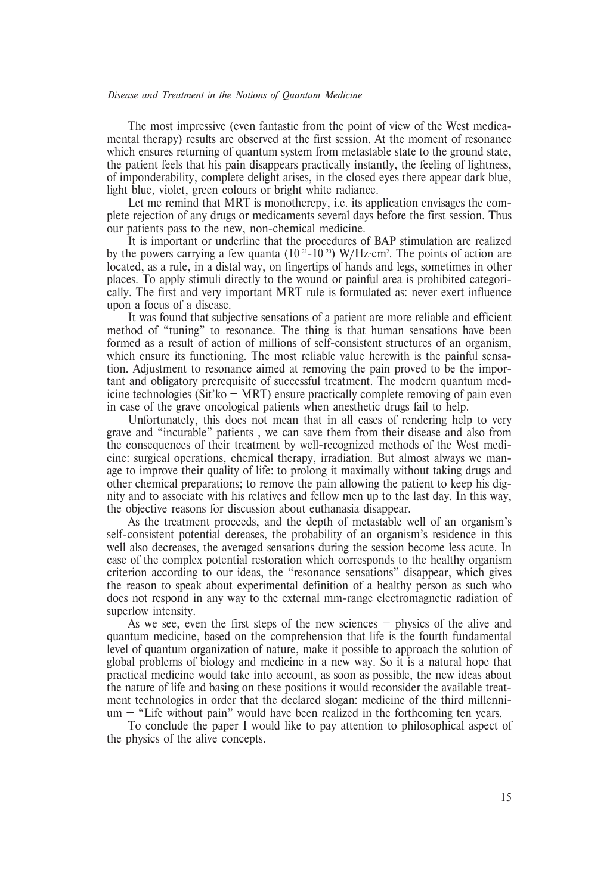The most impressive (even fantastic from the point of view of the West medicamental therapy) results are observed at the first session. At the moment of resonance which ensures returning of quantum system from metastable state to the ground state, the patient feels that his pain disappears practically instantly, the feeling of lightness, of imponderability, complete delight arises, in the closed eyes there appear dark blue, light blue, violet, green colours or bright white radiance.

Let me remind that MRT is monotherepy, i.e. its application envisages the complete rejection of any drugs or medicaments several days before the first session. Thus our patients pass to the new, non-chemical medicine.

It is important or underline that the procedures of BAP stimulation are realized by the powers carrying a few quanta ($10^{-21}$-$10^{-20}$) W/Hz·cm$^2$. The points of action are located, as a rule, in a distal way, on fingertips of hands and legs, sometimes in other places. To apply stimuli directly to the wound or painful area is prohibited categorically. The first and very important MRT rule is formulated as: never exert influence upon a focus of a disease.

It was found that subjective sensations of a patient are more reliable and efficient method of "tuning" to resonance. The thing is that human sensations have been formed as a result of action of millions of self-consistent structures of an organism, which ensure its functioning. The most reliable value herewith is the painful sensation. Adjustment to resonance aimed at removing the pain proved to be the important and obligatory prerequisite of successful treatment. The modern quantum medicine technologies (Sit'ko – MRT) ensure practically complete removing of pain even in case of the grave oncological patients when anesthetic drugs fail to help.

Unfortunately, this does not mean that in all cases of rendering help to very grave and "incurable" patients , we can save them from their disease and also from the consequences of their treatment by well-recognized methods of the West medicine: surgical operations, chemical therapy, irradiation. But almost always we manage to improve their quality of life: to prolong it maximally without taking drugs and other chemical preparations; to remove the pain allowing the patient to keep his dignity and to associate with his relatives and fellow men up to the last day. In this way, the objective reasons for discussion about euthanasia disappear.

As the treatment proceeds, and the depth of metastable well of an organism's self-consistent potential dereases, the probability of an organism's residence in this well also decreases, the averaged sensations during the session become less acute. In case of the complex potential restoration which corresponds to the healthy organism criterion according to our ideas, the "resonance sensations" disappear, which gives the reason to speak about experimental definition of a healthy person as such who does not respond in any way to the external mm-range electromagnetic radiation of superlow intensity.

As we see, even the first steps of the new sciences – physics of the alive and quantum medicine, based on the comprehension that life is the fourth fundamental level of quantum organization of nature, make it possible to approach the solution of global problems of biology and medicine in a new way. So it is a natural hope that practical medicine would take into account, as soon as possible, the new ideas about the nature of life and basing on these positions it would reconsider the available treatment technologies in order that the declared slogan: medicine of the third millennium – "Life without pain" would have been realized in the forthcoming ten years.

To conclude the paper I would like to pay attention to philosophical aspect of the physics of the alive concepts.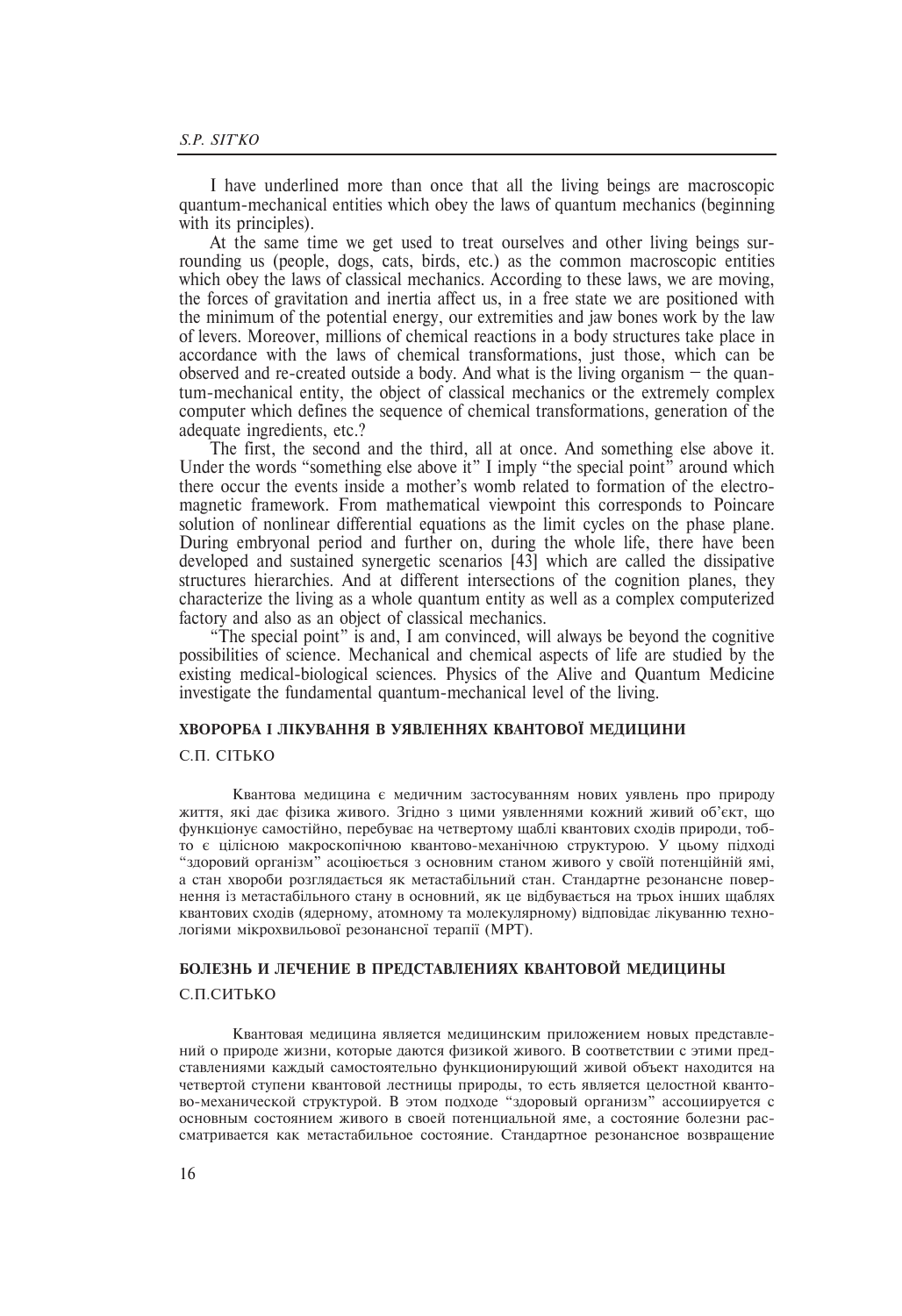I have underlined more than once that all the living beings are macroscopic quantum-mechanical entities which obey the laws of quantum mechanics (beginning with its principles).

At the same time we get used to treat ourselves and other living beings surrounding us (people, dogs, cats, birds, etc.) as the common macroscopic entities which obey the laws of classical mechanics. According to these laws, we are moving, the forces of gravitation and inertia affect us, in a free state we are positioned with the minimum of the potential energy, our extremities and jaw bones work by the law of levers. Moreover, millions of chemical reactions in a body structures take place in accordance with the laws of chemical transformations, just those, which can be observed and re-created outside a body. And what is the living organism – the quantum-mechanical entity, the object of classical mechanics or the extremely complex computer which defines the sequence of chemical transformations, generation of the adequate ingredients, etc.?

The first, the second and the third, all at once. And something else above it. Under the words "something else above it" I imply "the special point" around which there occur the events inside a mother's womb related to formation of the electromagnetic framework. From mathematical viewpoint this corresponds to Poincare solution of nonlinear differential equations as the limit cycles on the phase plane. During embryonal period and further on, during the whole life, there have been developed and sustained synergetic scenarios [43] which are called the dissipative structures hierarchies. And at different intersections of the cognition planes, they characterize the living as a whole quantum entity as well as a complex computerized factory and also as an object of classical mechanics.

"The special point" is and, I am convinced, will always be beyond the cognitive possibilities of science. Mechanical and chemical aspects of life are studied by the existing medical-biological sciences. Physics of the Alive and Quantum Medicine investigate the fundamental quantum-mechanical level of the living.

## ХВОРОРБА І ЛІКУВАННЯ В УЯВЛЕННЯХ КВАНТОВОЇ МЕДИЦИНИ

С.П. СІТЬКО

Квантова медицина є медичним застосуванням нових уявлень про природу життя, які дає фізика живого. Згідно з цими уявленнями кожний живий об'єкт, що функціонує самостійно, перебуває на четвертому щаблі квантових сходів природи, тобто є цілісною макроскопічною квантово-механічною структурою. У цьому підході "здоровий організм" асоціюється з основним станом живого у своїй потенційній ямі, а стан хвороби розглядається як метастабільний стан. Стандартне резонансне повернення із метастабільного стану в основний, як це відбувається на трьох інших щаблях квантових сходів (ядерному, атомному та молекулярному) відповідає лікуванню технологіями мікрохвильової резонансної терапії (МРТ).

## БОЛЕЗНЬ И ЛЕЧЕНИЕ В ПРЕДСТАВЛЕНИЯХ КВАНТОВОЙ МЕДИЦИНЫ

С.П.СИТЬКО

Квантовая медицина является медицинским приложением новых представлений о природе жизни, которые даются физикой живого. В соответствии с этими представлениями каждый самостоятельно функционирующий живой объект находится на четвертой ступени квантовой лестницы природы, то есть является целостной квантово-механической структурой. В этом подходе "здоровый организм" ассоциируется с основным состоянием живого в своей потенциальной яме, а состояние болезни рассматривается как метастабильное состояние. Стандартное резонансное возвращение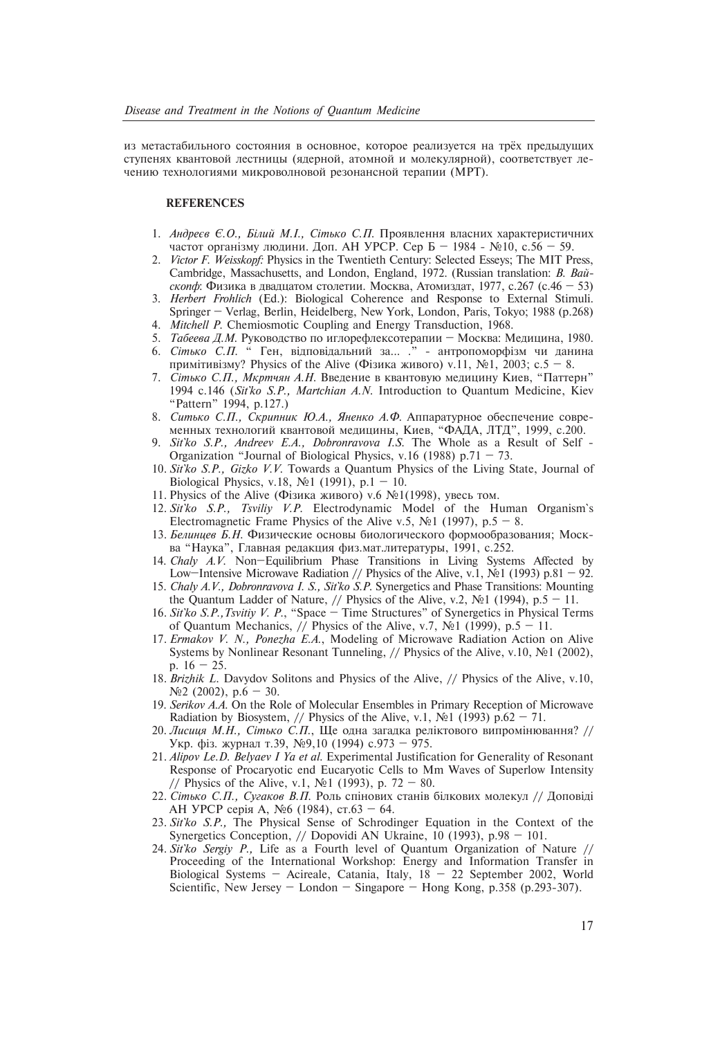из метастабильного состояния в основное, которое реализуется на трёх предыдущих ступенях квантовой лестницы (ядерной, атомной и молекулярной), соответствует лечению технологиями микроволновой резонансной терапии (МРТ).

### REFERENCES

1. *Андреєв Є.О., Білий М.І., Сітько С.П.* Проявлення власних характеристичних частот організму людини. Доп. АН УРСР. Сер Б – 1984 - №10, с.56 – 59.
2. *Victor F. Weisskopf:* Physics in the Twentieth Century: Selected Esseys; The MIT Press, Cambridge, Massachusetts, and London, England, 1972. (Russian translation: *В. Вайскопф*: Физика в двадцатом столетии. Москва, Атомиздат, 1977, с.267 (с.46 – 53)
3. *Herbert Frohlich* (Ed.): Biological Coherence and Response to External Stimuli. Springer – Verlag, Berlin, Heidelberg, New York, London, Paris, Tokyo; 1988 (p.268)
4. *Mitchell P.* Chemiosmotic Coupling and Energy Transduction, 1968.
5. *Табеева Д.М.* Руководство по иглорефлексотерапии – Москва: Медицина, 1980.
6. *Сітько С.П.* " Ген, відповідальний за... ." - антропоморфізм чи данина примітивізму? Physics of the Alive (Фізика живого) v.11, №1, 2003; с.5 – 8.
7. *Сітько С.П., Мкртчян А.Н.* Введение в квантовую медицину Киев, "Паттерн" 1994 с.146 (*Sit'ko S.P., Martchian A.N.* Introduction to Quantum Medicine, Kiev "Pattern" 1994, p.127.)
8. *Ситько С.П., Скрипник Ю.А., Яненко А.Ф.* Аппаратурное обеспечение современных технологий квантовой медицины, Киев, "ФАДА, ЛТД", 1999, с.200.
9. *Sit'ko S.P., Andreev E.A., Dobronravova I.S.* The Whole as a Result of Self - Organization "Journal of Biological Physics, v.16 (1988) p.71 – 73.
10. *Sit'ko S.P., Gizko V.V.* Towards a Quantum Physics of the Living State, Journal of Biological Physics, v.18, №1 (1991), p.1 – 10.
11. Physics of the Alive (Фізика живого) v.6 №1(1998), увесь том.
12. *Sit'ko S.P., Tsviliy V.P.* Electrodynamic Model of the Human Organism's Electromagnetic Frame Physics of the Alive v.5, №1 (1997), p.5 – 8.
13. *Белинцев Б.Н.* Физические основы биологического формообразования; Москва "Наука", Главная редакция физ.мат.литературы, 1991, с.252.
14. *Chaly A.V.* Non–Equilibrium Phase Transitions in Living Systems Affected by Low–Intensive Microwave Radiation // Physics of the Alive, v.1, №1 (1993) p.81 – 92.
15. *Chaly A.V., Dobronravova I. S., Sit'ko S.P.* Synergetics and Phase Transitions: Mounting the Quantum Ladder of Nature, // Physics of the Alive, v.2, №1 (1994), p.5 – 11.
16. *Sit'ko S.P.,Tsvitiy V. P.*, "Space – Time Structures" of Synergetics in Physical Terms of Quantum Mechanics, // Physics of the Alive, v.7, №1 (1999), p.5 – 11.
17. *Ermakov V. N., Ponezha E.A.*, Modeling of Microwave Radiation Action on Alive Systems by Nonlinear Resonant Tunneling, // Physics of the Alive, v.10, №1 (2002), p. 16 – 25.
18. *Brizhik L.* Davydov Solitons and Physics of the Alive, // Physics of the Alive, v.10, №2 (2002), p.6 – 30.
19. *Serikov A.A.* On the Role of Molecular Ensembles in Primary Reception of Microwave Radiation by Biosystem, // Physics of the Alive, v.1, №1 (1993) p.62 – 71.
20. *Лисиця М.Н., Сітько С.П.*, Ще одна загадка реліктового випромінювання? // Укр. фіз. журнал т.39, №9,10 (1994) с.973 – 975.
21. *Alipov Le.D. Belyaev I Ya et al.* Experimental Justification for Generality of Resonant Response of Procaryotic end Eucaryotic Cells to Mm Waves of Superlow Intensity // Physics of the Alive, v.1, №1 (1993), p. 72 – 80.
22. *Сітько С.П., Сугаков В.П.* Роль спінових станів білкових молекул // Доповіді АН УРСР серія А, №6 (1984), ст.63 – 64.
23. *Sit'ko S.P.,* The Physical Sense of Schrodinger Equation in the Context of the Synergetics Conception, // Dopovidi AN Ukraine, 10 (1993), p.98 – 101.
24. *Sit'ko Sergiy P.,* Life as a Fourth level of Quantum Organization of Nature // Proceeding of the International Workshop: Energy and Information Transfer in Biological Systems – Acireale, Catania, Italy, 18 – 22 September 2002, World Scientific, New Jersey – London – Singapore – Hong Kong, p.358 (p.293-307).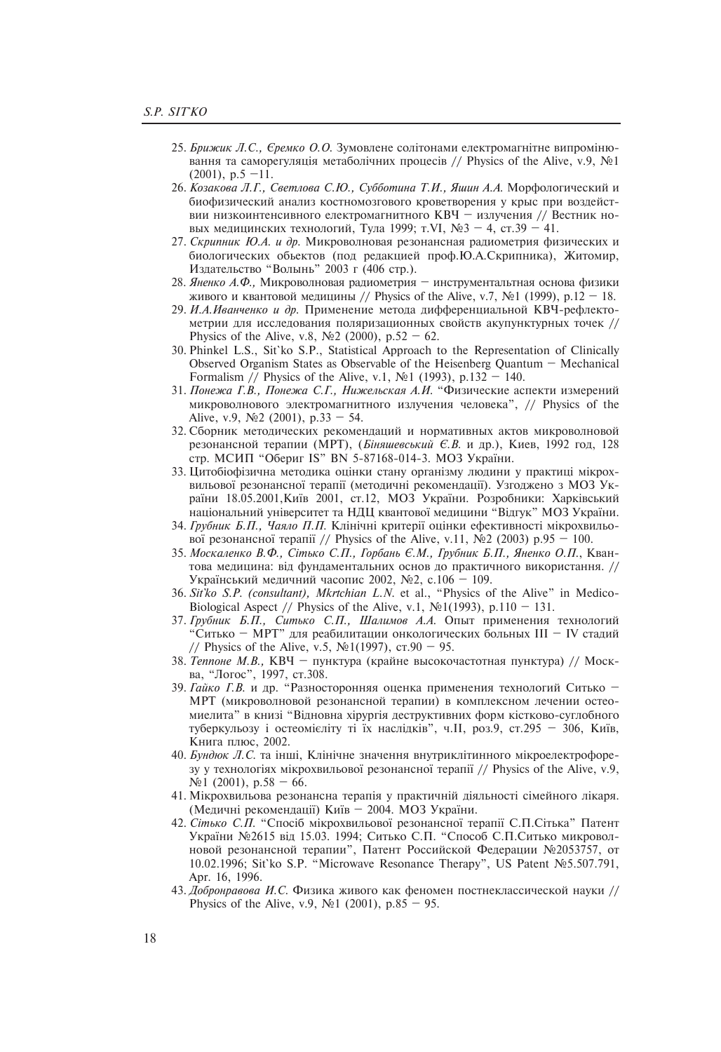25. *Брижик Л.С., Єремко О.О.* Зумовлене солітонами електромагнітне випромінювання та саморегуляція метаболічних процесів // Physics of the Alive, v.9, №1 (2001), p.5 –11.
26. *Козакова Л.Г., Светлова С.Ю., Субботина Т.И., Яшин А.А.* Морфологический и биофизический анализ костномозгового кроветворения у крыс при воздействии низкоинтенсивного електромагнитного КВЧ – излучения // Вестник новых медицинских технологий, Тула 1999; т.VI, №3 – 4, ст.39 – 41.
27. *Скрипник Ю.А. и др.* Микроволновая резонансная радиометрия физических и биологических обьектов (под редакцией проф.Ю.А.Скрипника), Житомир, Издательство "Волынь" 2003 г (406 стр.).
28. *Яненко А.Ф.,* Микроволновая радиометрия – инструментальтная основа физики живого и квантовой медицины // Physics of the Alive, v.7, №1 (1999), p.12 – 18.
29. *И.А.Иванченко и др.* Применение метода дифференциальной КВЧ-рефлектометрии для исследования поляризационных свойств акупунктурных точек // Physics of the Alive, v.8, №2 (2000), p.52 – 62.
30. Phinkel L.S., Sit`ko S.P., Statistical Approach to the Representation of Clinically Observed Organism States as Observable of the Heisenberg Quantum – Mechanical Formalism // Physics of the Alive, v.1, №1 (1993), p.132 – 140.
31. *Понежа Г.В., Понежа С.Г., Нижельская А.И.* "Физические аспекти измерений микроволнового электромагнитного излучения человека", // Physics of the Alive, v.9, №2 (2001), p.33 – 54.
32. Сборник методических рекомендаций и нормативных актов микроволновой резонансной терапии (МРТ), (*Біняшевський Є.В.* и др.), Киев, 1992 год, 128 стр. МСИП "Обериг IS" BN 5-87168-014-3. МОЗ України.
33. Цитобіофізична методика оцінки стану організму людини у практиці мікрохвильової резонансної терапії (методичні рекомендації). Узгоджено з МОЗ України 18.05.2001,Київ 2001, ст.12, МОЗ України. Розробники: Харківський національний університет та НДЦ квантової медицини "Відгук" МОЗ України.
34. *Грубник Б.П., Чаяло П.П.* Клінічні критерії оцінки ефективності мікрохвильової резонансної терапії // Physics of the Alive, v.11, №2 (2003) p.95 – 100.
35. *Москаленко В.Ф., Сітько С.П., Горбань Є.М., Грубник Б.П., Яненко О.П.*, Квантова медицина: від фундаментальних основ до практичного використання. // Український медичний часопис 2002, №2, с.106 – 109.
36. *Sit'ko S.P. (consultant), Mkrtchian L.N.* et al., "Physics of the Alive" in Medico-Biological Aspect // Physics of the Alive, v.1, №1(1993), p.110 – 131.
37. *Грубник Б.П., Ситько С.П., Шалимов А.А.* Опыт применения технологий "Ситько – МРТ" для реабилитации онкологических больных III – IV стадий // Physics of the Alive, v.5, №1(1997), ст.90 – 95.
38. *Теппоне М.В.,* КВЧ – пунктура (крайне высокочастотная пунктура) // Москва, "Логос", 1997, ст.308.
39. *Гайко Г.В.* и др. "Разносторонняя оценка применения технологий Ситько – МРТ (микроволновой резонансной терапии) в комплексном лечении остеомиелита" в книзі "Відновна хірургія деструктивних форм кістково-суглобного туберкульозу і остеомієліту ті їх наслідків", ч.II, роз.9, ст.295 – 306, Київ, Книга плюс, 2002.
40. *Бундюк Л.С.* та інші, Клінічне значення внутриклітинного мікроелектрофорезу у технологіях мікрохвильової резонансної терапії // Physics of the Alive, v.9, №1 (2001), p.58 – 66.
41. Мікрохвильова резонансна терапія у практичній діяльності сімейного лікаря. (Медичні рекомендації) Київ – 2004. МОЗ України.
42. *Сітько С.П.* "Спосіб мікрохвильової резонансної терапії С.П.Сітька" Патент України №2615 від 15.03. 1994; Ситько С.П. "Способ С.П.Ситько микроволновой резонансной терапии", Патент Российской Федерации №2053757, от 10.02.1996; Sit`ko S.P. "Microwave Resonance Therapy", US Patent №5.507.791, Apr. 16, 1996.
43. *Добронравова И.С.* Физика живого как феномен постнеклассической науки // Physics of the Alive, v.9, №1 (2001), p.85 – 95.